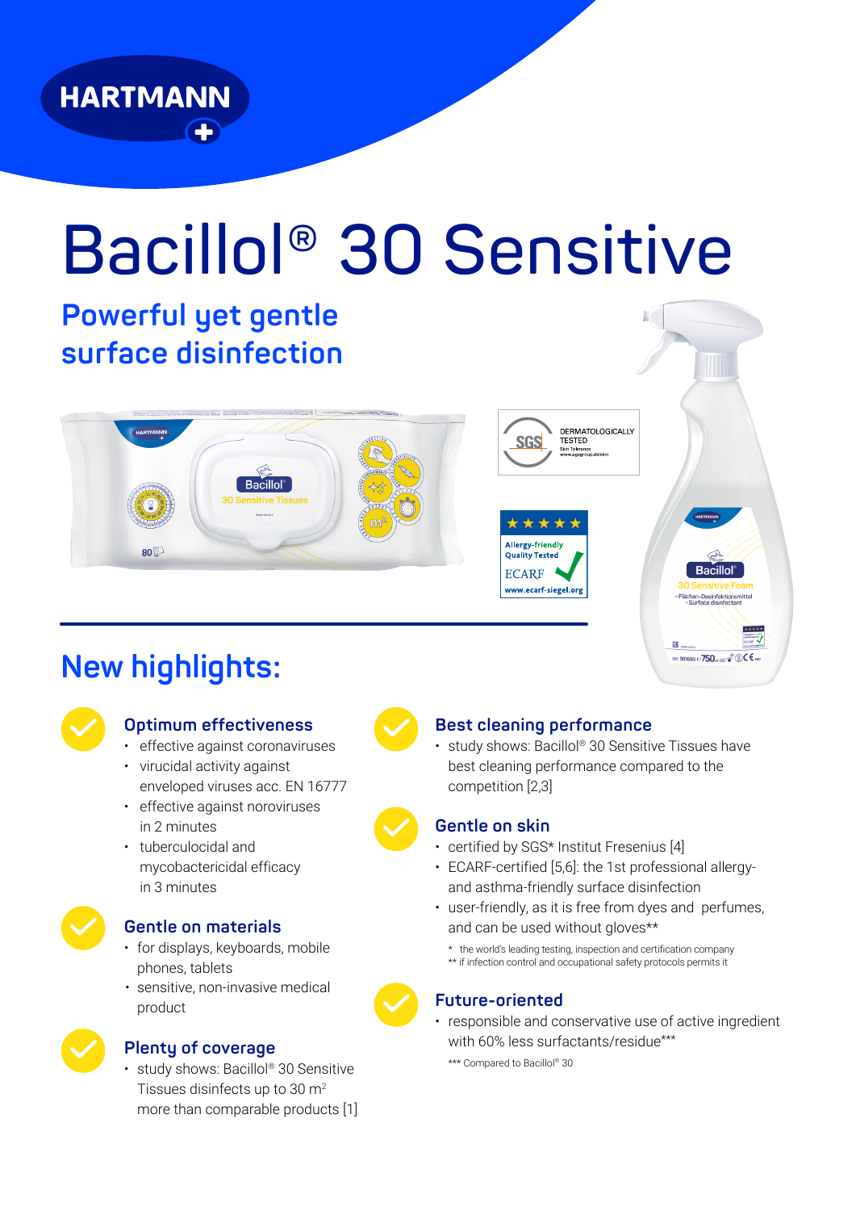HARTMANN

# Bacillol® 30 Sensitive

## Powerful yet gentle surface disinfection

## New highlights:

### Optimum effectiveness

- effective against coronaviruses
- virucidal activity against enveloped viruses acc. EN 16777
- effective against noroviruses in 2 minutes
- tuberculocidal and mycobactericidal efficacy in 3 minutes

### Gentle on materials

- for displays, keyboards, mobile phones, tablets
- sensitive, non-invasive medical product

### Plenty of coverage

- study shows: Bacillol® 30 Sensitive Tissues disinfects up to 30 $m^2$ more than comparable products [1]

### Best cleaning performance

- study shows: Bacillol® 30 Sensitive Tissues have best cleaning performance compared to the competition [2,3]

### Gentle on skin

- certified by SGS* Institut Fresenius [4]
- ECARF-certified [5,6]: the 1st professional allergy- and asthma-friendly surface disinfection
- user-friendly, as it is free from dyes and perfumes, and can be used without gloves**

\* the world's leading testing, inspection and certification company
\*\* if infection control and occupational safety protocols permits it

### Future-oriented

- responsible and conservative use of active ingredient with 60% less surfactants/residue***

\*\*\* Compared to Bacillol® 30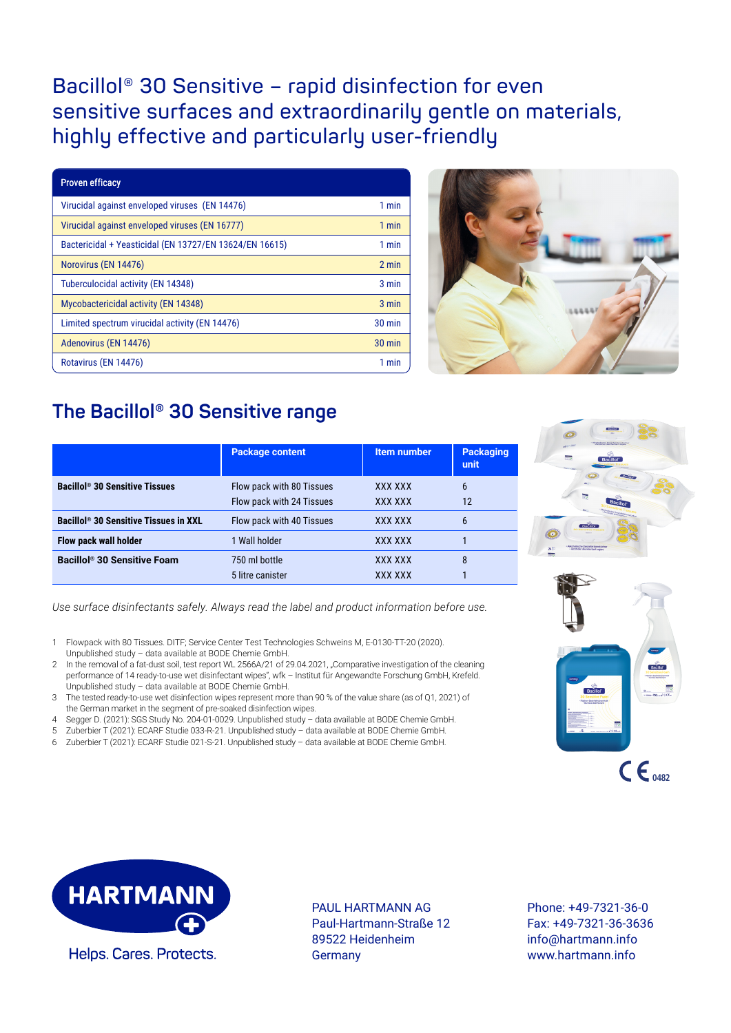# Bacillol® 30 Sensitive – rapid disinfection for even sensitive surfaces and extraordinarily gentle on materials, highly effective and particularly user-friendly

| Proven efficacy | |
|---|---|
| Virucidal against enveloped viruses (EN 14476) | 1 min |
| Virucidal against enveloped viruses (EN 16777) | 1 min |
| Bactericidal + Yeasticidal (EN 13727/EN 13624/EN 16615) | 1 min |
| Norovirus (EN 14476) | 2 min |
| Tuberculocidal activity (EN 14348) | 3 min |
| Mycobactericidal activity (EN 14348) | 3 min |
| Limited spectrum virucidal activity (EN 14476) | 30 min |
| Adenovirus (EN 14476) | 30 min |
| Rotavirus (EN 14476) | 1 min |

## The Bacillol® 30 Sensitive range

| | Package content | Item number | Packaging unit |
|---|---|---|---|
| **Bacillol® 30 Sensitive Tissues** | Flow pack with 80 Tissues | XXX XXX | 6 |
| | Flow pack with 24 Tissues | XXX XXX | 12 |
| **Bacillol® 30 Sensitive Tissues in XXL** | Flow pack with 40 Tissues | XXX XXX | 6 |
| **Flow pack wall holder** | 1 Wall holder | XXX XXX | 1 |
| **Bacillol® 30 Sensitive Foam** | 750 ml bottle | XXX XXX | 8 |
| | 5 litre canister | XXX XXX | 1 |

*Use surface disinfectants safely. Always read the label and product information before use.*

1 Flowpack with 80 Tissues. DITF; Service Center Test Technologies Schweins M, E-0130-TT-20 (2020). Unpublished study – data available at BODE Chemie GmbH.
2 In the removal of a fat-dust soil, test report WL 2566A/21 of 29.04.2021, „Comparative investigation of the cleaning performance of 14 ready-to-use wet disinfectant wipes", wfk – Institut für Angewandte Forschung GmbH, Krefeld. Unpublished study – data available at BODE Chemie GmbH.
3 The tested ready-to-use wet disinfection wipes represent more than 90 % of the value share (as of Q1, 2021) of the German market in the segment of pre-soaked disinfection wipes.
4 Segger D. (2021): SGS Study No. 204-01-0029. Unpublished study – data available at BODE Chemie GmbH.
5 Zuberbier T (2021): ECARF Studie 033-R-21. Unpublished study – data available at BODE Chemie GmbH.
6 Zuberbier T (2021): ECARF Studie 021-S-21. Unpublished study – data available at BODE Chemie GmbH.

CE 0482

HARTMANN

Helps. Cares. Protects.

PAUL HARTMANN AG
Paul-Hartmann-Straße 12
89522 Heidenheim
Germany

Phone: +49-7321-36-0
Fax: +49-7321-36-3636
info@hartmann.info
www.hartmann.info